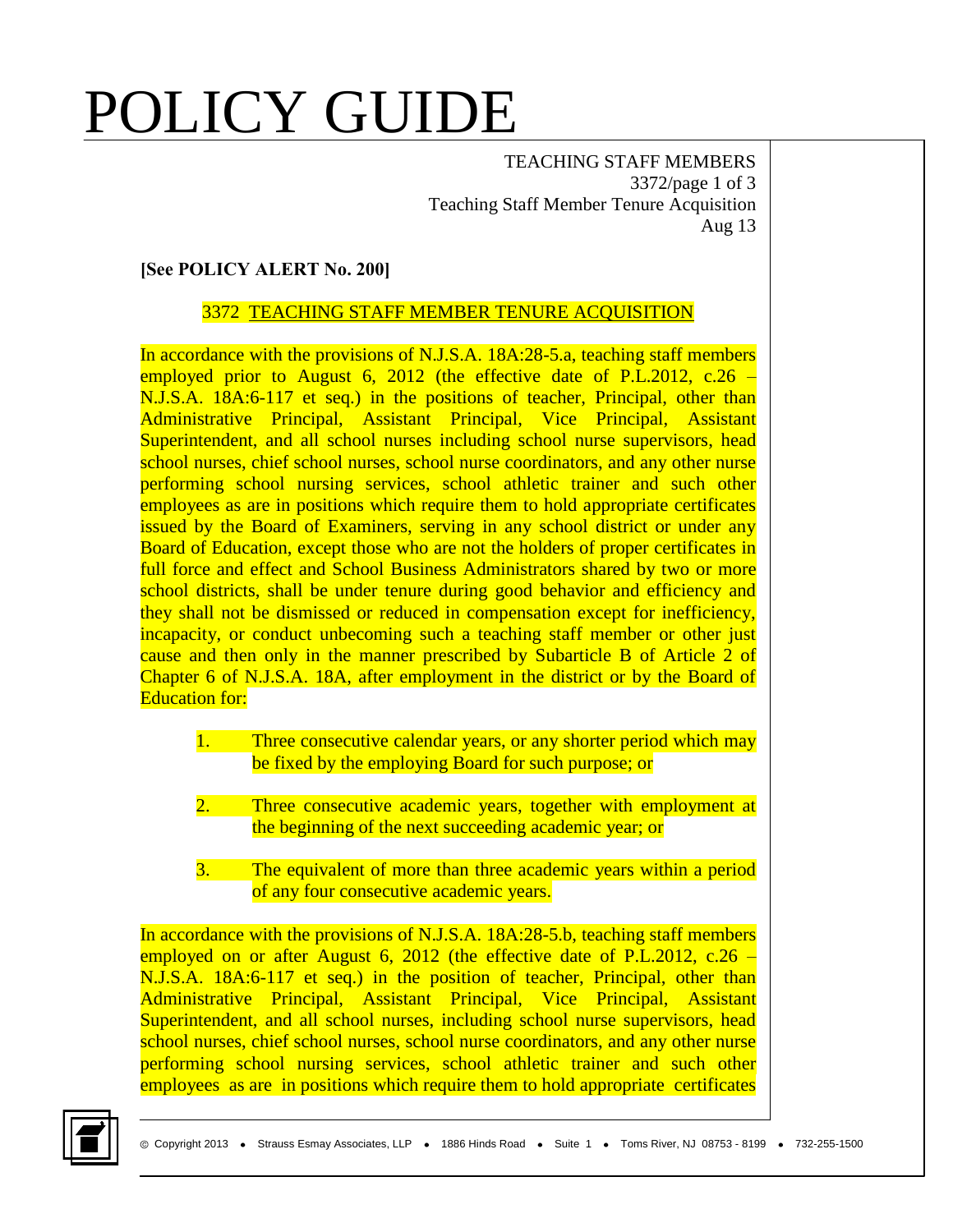# POLICY GUIDE

TEACHING STAFF MEMBERS
3372/page 1 of 3
Teaching Staff Member Tenure Acquisition
Aug 13

**[See POLICY ALERT No. 200]**

## 3372 TEACHING STAFF MEMBER TENURE ACQUISITION

In accordance with the provisions of N.J.S.A. 18A:28-5.a, teaching staff members employed prior to August 6, 2012 (the effective date of P.L.2012, c.26 – N.J.S.A. 18A:6-117 et seq.) in the positions of teacher, Principal, other than Administrative Principal, Assistant Principal, Vice Principal, Assistant Superintendent, and all school nurses including school nurse supervisors, head school nurses, chief school nurses, school nurse coordinators, and any other nurse performing school nursing services, school athletic trainer and such other employees as are in positions which require them to hold appropriate certificates issued by the Board of Examiners, serving in any school district or under any Board of Education, except those who are not the holders of proper certificates in full force and effect and School Business Administrators shared by two or more school districts, shall be under tenure during good behavior and efficiency and they shall not be dismissed or reduced in compensation except for inefficiency, incapacity, or conduct unbecoming such a teaching staff member or other just cause and then only in the manner prescribed by Subarticle B of Article 2 of Chapter 6 of N.J.S.A. 18A, after employment in the district or by the Board of Education for:

1. Three consecutive calendar years, or any shorter period which may be fixed by the employing Board for such purpose; or

2. Three consecutive academic years, together with employment at the beginning of the next succeeding academic year; or

3. The equivalent of more than three academic years within a period of any four consecutive academic years.

In accordance with the provisions of N.J.S.A. 18A:28-5.b, teaching staff members employed on or after August 6, 2012 (the effective date of P.L.2012, c.26 – N.J.S.A. 18A:6-117 et seq.) in the position of teacher, Principal, other than Administrative Principal, Assistant Principal, Vice Principal, Assistant Superintendent, and all school nurses, including school nurse supervisors, head school nurses, chief school nurses, school nurse coordinators, and any other nurse performing school nursing services, school athletic trainer and such other employees as are in positions which require them to hold appropriate certificates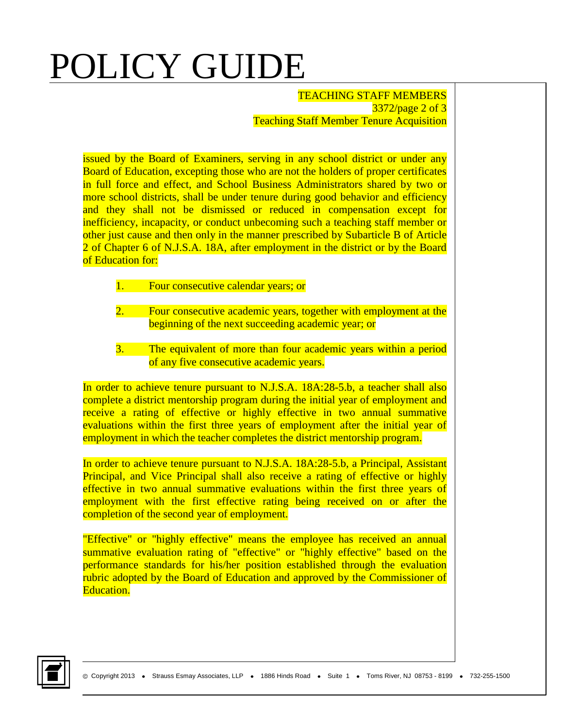issued by the Board of Examiners, serving in any school district or under any Board of Education, excepting those who are not the holders of proper certificates in full force and effect, and School Business Administrators shared by two or more school districts, shall be under tenure during good behavior and efficiency and they shall not be dismissed or reduced in compensation except for inefficiency, incapacity, or conduct unbecoming such a teaching staff member or other just cause and then only in the manner prescribed by Subarticle B of Article 2 of Chapter 6 of N.J.S.A. 18A, after employment in the district or by the Board of Education for:

1. Four consecutive calendar years; or

2. Four consecutive academic years, together with employment at the beginning of the next succeeding academic year; or

3. The equivalent of more than four academic years within a period of any five consecutive academic years.

In order to achieve tenure pursuant to N.J.S.A. 18A:28-5.b, a teacher shall also complete a district mentorship program during the initial year of employment and receive a rating of effective or highly effective in two annual summative evaluations within the first three years of employment after the initial year of employment in which the teacher completes the district mentorship program.

In order to achieve tenure pursuant to N.J.S.A. 18A:28-5.b, a Principal, Assistant Principal, and Vice Principal shall also receive a rating of effective or highly effective in two annual summative evaluations within the first three years of employment with the first effective rating being received on or after the completion of the second year of employment.

"Effective" or "highly effective" means the employee has received an annual summative evaluation rating of "effective" or "highly effective" based on the performance standards for his/her position established through the evaluation rubric adopted by the Board of Education and approved by the Commissioner of Education.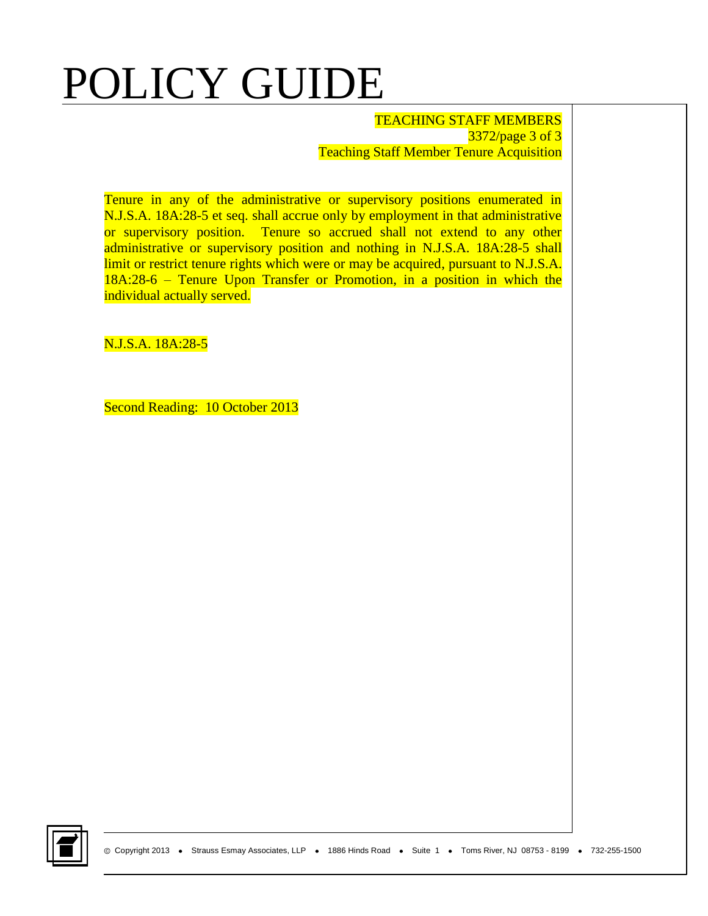Tenure in any of the administrative or supervisory positions enumerated in N.J.S.A. 18A:28-5 et seq. shall accrue only by employment in that administrative or supervisory position. Tenure so accrued shall not extend to any other administrative or supervisory position and nothing in N.J.S.A. 18A:28-5 shall limit or restrict tenure rights which were or may be acquired, pursuant to N.J.S.A. 18A:28-6 – Tenure Upon Transfer or Promotion, in a position in which the individual actually served.

N.J.S.A. 18A:28-5

Second Reading: 10 October 2013